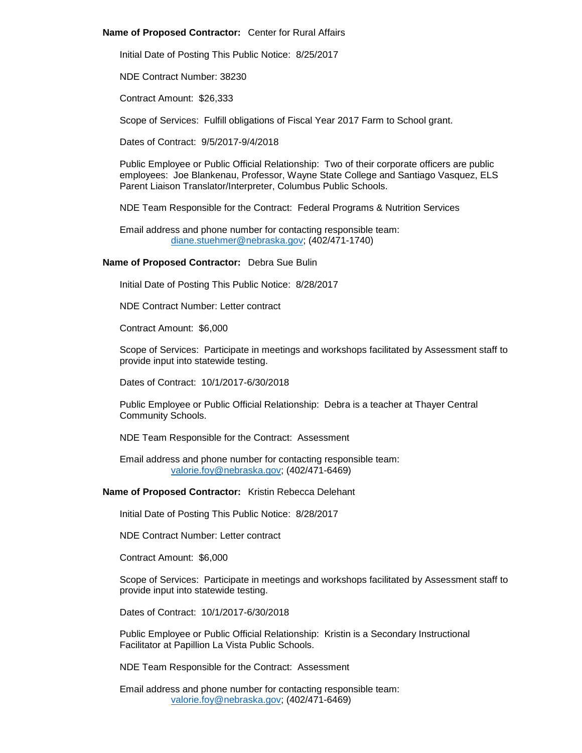**Name of Proposed Contractor:** Center for Rural Affairs

Initial Date of Posting This Public Notice: 8/25/2017

NDE Contract Number: 38230

Contract Amount: $26,333

Scope of Services: Fulfill obligations of Fiscal Year 2017 Farm to School grant.

Dates of Contract: 9/5/2017-9/4/2018

Public Employee or Public Official Relationship: Two of their corporate officers are public employees: Joe Blankenau, Professor, Wayne State College and Santiago Vasquez, ELS Parent Liaison Translator/Interpreter, Columbus Public Schools.

NDE Team Responsible for the Contract: Federal Programs & Nutrition Services

Email address and phone number for contacting responsible team:
diane.stuehmer@nebraska.gov; (402/471-1740)

**Name of Proposed Contractor:** Debra Sue Bulin

Initial Date of Posting This Public Notice: 8/28/2017

NDE Contract Number: Letter contract

Contract Amount: $6,000

Scope of Services: Participate in meetings and workshops facilitated by Assessment staff to provide input into statewide testing.

Dates of Contract: 10/1/2017-6/30/2018

Public Employee or Public Official Relationship: Debra is a teacher at Thayer Central Community Schools.

NDE Team Responsible for the Contract: Assessment

Email address and phone number for contacting responsible team:
valorie.foy@nebraska.gov; (402/471-6469)

**Name of Proposed Contractor:** Kristin Rebecca Delehant

Initial Date of Posting This Public Notice: 8/28/2017

NDE Contract Number: Letter contract

Contract Amount: $6,000

Scope of Services: Participate in meetings and workshops facilitated by Assessment staff to provide input into statewide testing.

Dates of Contract: 10/1/2017-6/30/2018

Public Employee or Public Official Relationship: Kristin is a Secondary Instructional Facilitator at Papillion La Vista Public Schools.

NDE Team Responsible for the Contract: Assessment

Email address and phone number for contacting responsible team:
valorie.foy@nebraska.gov; (402/471-6469)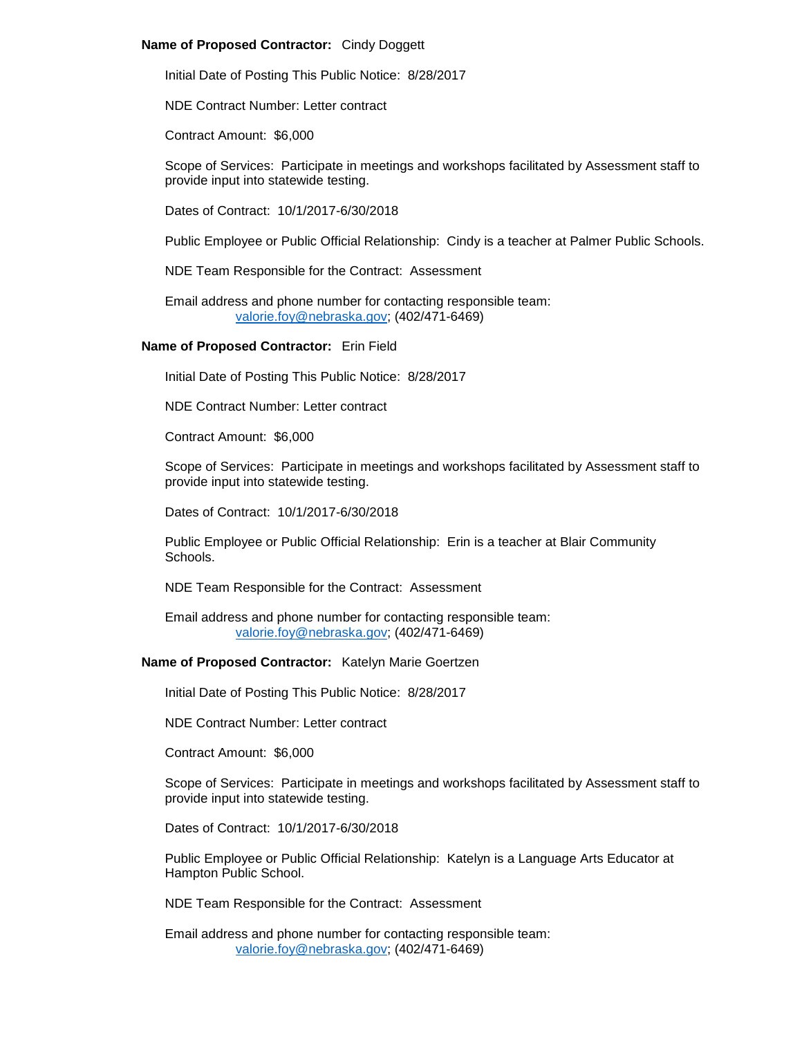**Name of Proposed Contractor:** Cindy Doggett

Initial Date of Posting This Public Notice: 8/28/2017

NDE Contract Number: Letter contract

Contract Amount: $6,000

Scope of Services: Participate in meetings and workshops facilitated by Assessment staff to provide input into statewide testing.

Dates of Contract: 10/1/2017-6/30/2018

Public Employee or Public Official Relationship: Cindy is a teacher at Palmer Public Schools.

NDE Team Responsible for the Contract: Assessment

Email address and phone number for contacting responsible team:
valorie.foy@nebraska.gov; (402/471-6469)

**Name of Proposed Contractor:** Erin Field

Initial Date of Posting This Public Notice: 8/28/2017

NDE Contract Number: Letter contract

Contract Amount: $6,000

Scope of Services: Participate in meetings and workshops facilitated by Assessment staff to provide input into statewide testing.

Dates of Contract: 10/1/2017-6/30/2018

Public Employee or Public Official Relationship: Erin is a teacher at Blair Community Schools.

NDE Team Responsible for the Contract: Assessment

Email address and phone number for contacting responsible team:
valorie.foy@nebraska.gov; (402/471-6469)

**Name of Proposed Contractor:** Katelyn Marie Goertzen

Initial Date of Posting This Public Notice: 8/28/2017

NDE Contract Number: Letter contract

Contract Amount: $6,000

Scope of Services: Participate in meetings and workshops facilitated by Assessment staff to provide input into statewide testing.

Dates of Contract: 10/1/2017-6/30/2018

Public Employee or Public Official Relationship: Katelyn is a Language Arts Educator at Hampton Public School.

NDE Team Responsible for the Contract: Assessment

Email address and phone number for contacting responsible team:
valorie.foy@nebraska.gov; (402/471-6469)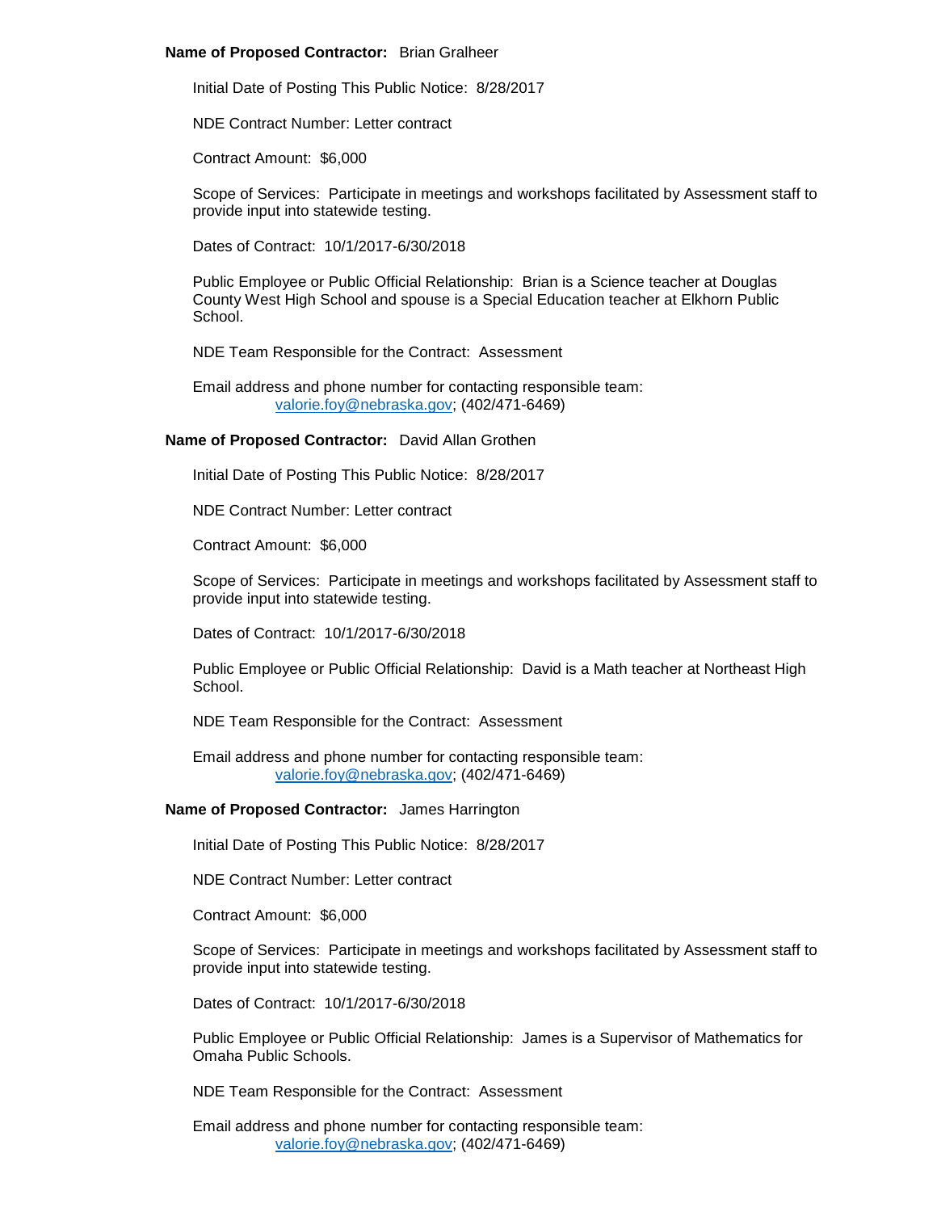**Name of Proposed Contractor:** Brian Gralheer

Initial Date of Posting This Public Notice: 8/28/2017

NDE Contract Number: Letter contract

Contract Amount: $6,000

Scope of Services: Participate in meetings and workshops facilitated by Assessment staff to provide input into statewide testing.

Dates of Contract: 10/1/2017-6/30/2018

Public Employee or Public Official Relationship: Brian is a Science teacher at Douglas County West High School and spouse is a Special Education teacher at Elkhorn Public School.

NDE Team Responsible for the Contract: Assessment

Email address and phone number for contacting responsible team:
valorie.foy@nebraska.gov; (402/471-6469)

**Name of Proposed Contractor:** David Allan Grothen

Initial Date of Posting This Public Notice: 8/28/2017

NDE Contract Number: Letter contract

Contract Amount: $6,000

Scope of Services: Participate in meetings and workshops facilitated by Assessment staff to provide input into statewide testing.

Dates of Contract: 10/1/2017-6/30/2018

Public Employee or Public Official Relationship: David is a Math teacher at Northeast High School.

NDE Team Responsible for the Contract: Assessment

Email address and phone number for contacting responsible team:
valorie.foy@nebraska.gov; (402/471-6469)

**Name of Proposed Contractor:** James Harrington

Initial Date of Posting This Public Notice: 8/28/2017

NDE Contract Number: Letter contract

Contract Amount: $6,000

Scope of Services: Participate in meetings and workshops facilitated by Assessment staff to provide input into statewide testing.

Dates of Contract: 10/1/2017-6/30/2018

Public Employee or Public Official Relationship: James is a Supervisor of Mathematics for Omaha Public Schools.

NDE Team Responsible for the Contract: Assessment

Email address and phone number for contacting responsible team:
valorie.foy@nebraska.gov; (402/471-6469)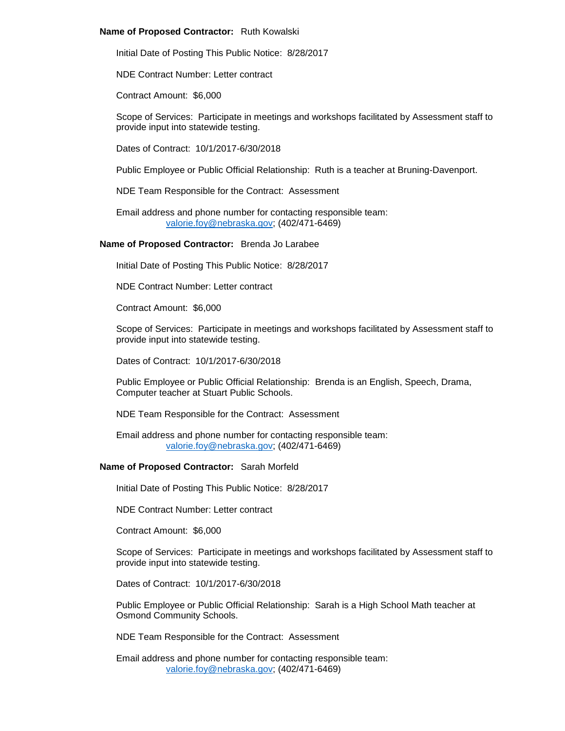**Name of Proposed Contractor:** Ruth Kowalski

Initial Date of Posting This Public Notice: 8/28/2017

NDE Contract Number: Letter contract

Contract Amount: $6,000

Scope of Services: Participate in meetings and workshops facilitated by Assessment staff to provide input into statewide testing.

Dates of Contract: 10/1/2017-6/30/2018

Public Employee or Public Official Relationship: Ruth is a teacher at Bruning-Davenport.

NDE Team Responsible for the Contract: Assessment

Email address and phone number for contacting responsible team:
valorie.foy@nebraska.gov; (402/471-6469)

**Name of Proposed Contractor:** Brenda Jo Larabee

Initial Date of Posting This Public Notice: 8/28/2017

NDE Contract Number: Letter contract

Contract Amount: $6,000

Scope of Services: Participate in meetings and workshops facilitated by Assessment staff to provide input into statewide testing.

Dates of Contract: 10/1/2017-6/30/2018

Public Employee or Public Official Relationship: Brenda is an English, Speech, Drama, Computer teacher at Stuart Public Schools.

NDE Team Responsible for the Contract: Assessment

Email address and phone number for contacting responsible team:
valorie.foy@nebraska.gov; (402/471-6469)

**Name of Proposed Contractor:** Sarah Morfeld

Initial Date of Posting This Public Notice: 8/28/2017

NDE Contract Number: Letter contract

Contract Amount: $6,000

Scope of Services: Participate in meetings and workshops facilitated by Assessment staff to provide input into statewide testing.

Dates of Contract: 10/1/2017-6/30/2018

Public Employee or Public Official Relationship: Sarah is a High School Math teacher at Osmond Community Schools.

NDE Team Responsible for the Contract: Assessment

Email address and phone number for contacting responsible team:
valorie.foy@nebraska.gov; (402/471-6469)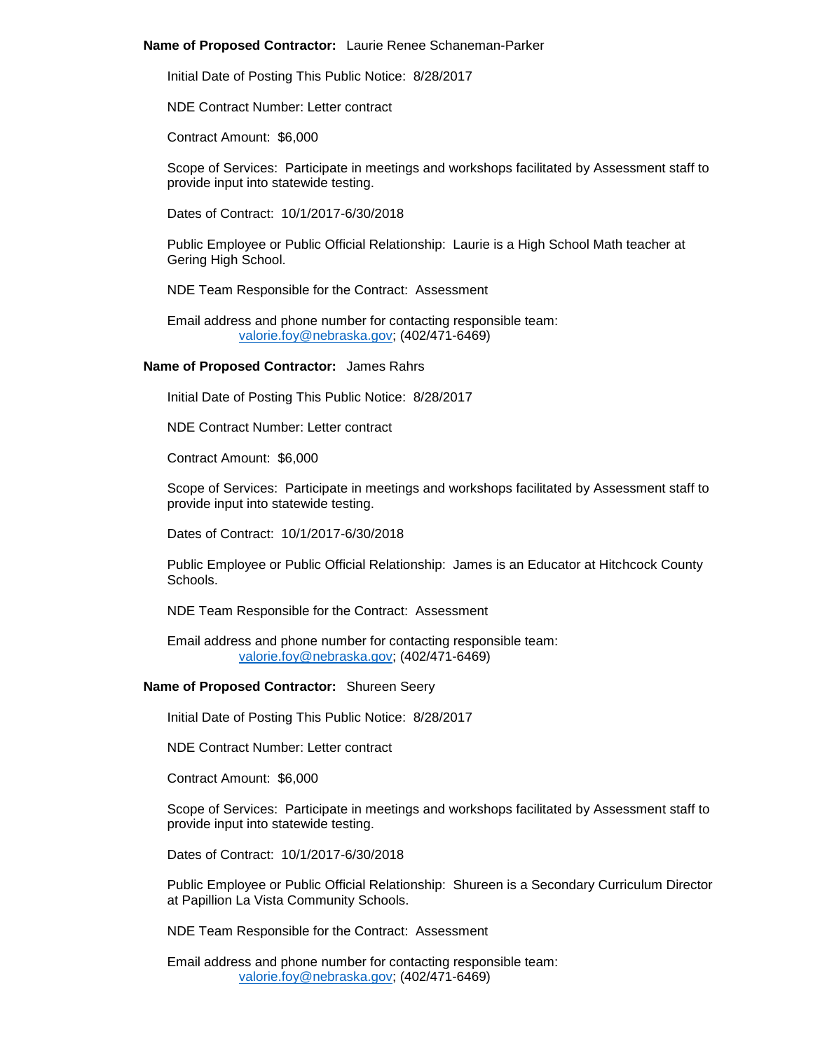**Name of Proposed Contractor:** Laurie Renee Schaneman-Parker

Initial Date of Posting This Public Notice: 8/28/2017

NDE Contract Number: Letter contract

Contract Amount: $6,000

Scope of Services: Participate in meetings and workshops facilitated by Assessment staff to provide input into statewide testing.

Dates of Contract: 10/1/2017-6/30/2018

Public Employee or Public Official Relationship: Laurie is a High School Math teacher at Gering High School.

NDE Team Responsible for the Contract: Assessment

Email address and phone number for contacting responsible team:
valorie.foy@nebraska.gov; (402/471-6469)

**Name of Proposed Contractor:** James Rahrs

Initial Date of Posting This Public Notice: 8/28/2017

NDE Contract Number: Letter contract

Contract Amount: $6,000

Scope of Services: Participate in meetings and workshops facilitated by Assessment staff to provide input into statewide testing.

Dates of Contract: 10/1/2017-6/30/2018

Public Employee or Public Official Relationship: James is an Educator at Hitchcock County Schools.

NDE Team Responsible for the Contract: Assessment

Email address and phone number for contacting responsible team:
valorie.foy@nebraska.gov; (402/471-6469)

**Name of Proposed Contractor:** Shureen Seery

Initial Date of Posting This Public Notice: 8/28/2017

NDE Contract Number: Letter contract

Contract Amount: $6,000

Scope of Services: Participate in meetings and workshops facilitated by Assessment staff to provide input into statewide testing.

Dates of Contract: 10/1/2017-6/30/2018

Public Employee or Public Official Relationship: Shureen is a Secondary Curriculum Director at Papillion La Vista Community Schools.

NDE Team Responsible for the Contract: Assessment

Email address and phone number for contacting responsible team:
valorie.foy@nebraska.gov; (402/471-6469)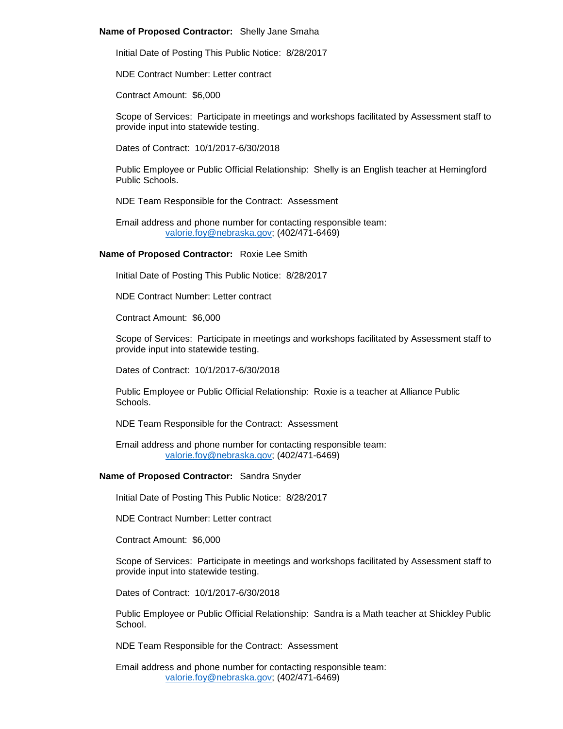**Name of Proposed Contractor:** Shelly Jane Smaha

Initial Date of Posting This Public Notice: 8/28/2017

NDE Contract Number: Letter contract

Contract Amount: $6,000

Scope of Services: Participate in meetings and workshops facilitated by Assessment staff to provide input into statewide testing.

Dates of Contract: 10/1/2017-6/30/2018

Public Employee or Public Official Relationship: Shelly is an English teacher at Hemingford Public Schools.

NDE Team Responsible for the Contract: Assessment

Email address and phone number for contacting responsible team:
valorie.foy@nebraska.gov; (402/471-6469)

**Name of Proposed Contractor:** Roxie Lee Smith

Initial Date of Posting This Public Notice: 8/28/2017

NDE Contract Number: Letter contract

Contract Amount: $6,000

Scope of Services: Participate in meetings and workshops facilitated by Assessment staff to provide input into statewide testing.

Dates of Contract: 10/1/2017-6/30/2018

Public Employee or Public Official Relationship: Roxie is a teacher at Alliance Public Schools.

NDE Team Responsible for the Contract: Assessment

Email address and phone number for contacting responsible team:
valorie.foy@nebraska.gov; (402/471-6469)

**Name of Proposed Contractor:** Sandra Snyder

Initial Date of Posting This Public Notice: 8/28/2017

NDE Contract Number: Letter contract

Contract Amount: $6,000

Scope of Services: Participate in meetings and workshops facilitated by Assessment staff to provide input into statewide testing.

Dates of Contract: 10/1/2017-6/30/2018

Public Employee or Public Official Relationship: Sandra is a Math teacher at Shickley Public School.

NDE Team Responsible for the Contract: Assessment

Email address and phone number for contacting responsible team:
valorie.foy@nebraska.gov; (402/471-6469)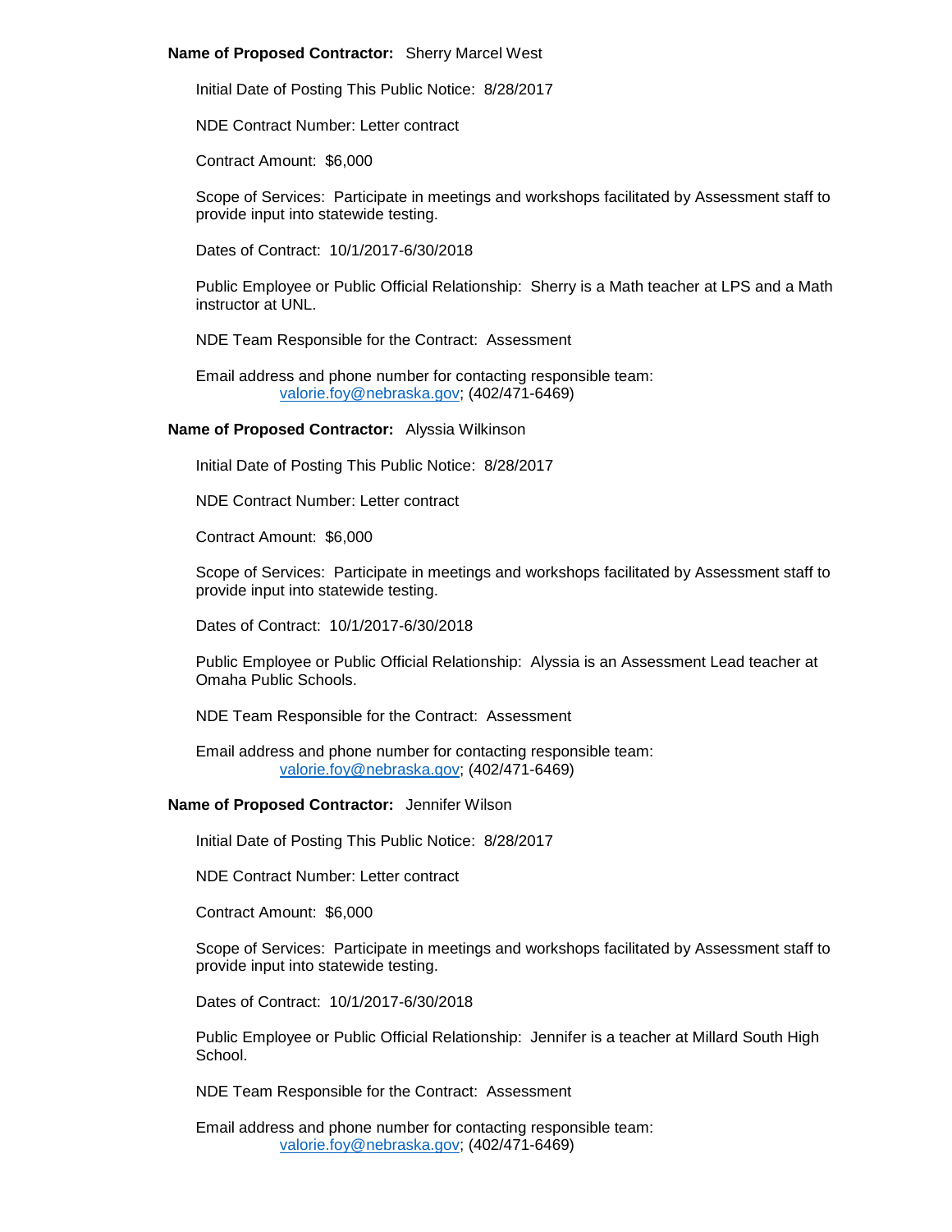**Name of Proposed Contractor:** Sherry Marcel West

Initial Date of Posting This Public Notice: 8/28/2017

NDE Contract Number: Letter contract

Contract Amount: $6,000

Scope of Services: Participate in meetings and workshops facilitated by Assessment staff to provide input into statewide testing.

Dates of Contract: 10/1/2017-6/30/2018

Public Employee or Public Official Relationship: Sherry is a Math teacher at LPS and a Math instructor at UNL.

NDE Team Responsible for the Contract: Assessment

Email address and phone number for contacting responsible team:
valorie.foy@nebraska.gov; (402/471-6469)

**Name of Proposed Contractor:** Alyssia Wilkinson

Initial Date of Posting This Public Notice: 8/28/2017

NDE Contract Number: Letter contract

Contract Amount: $6,000

Scope of Services: Participate in meetings and workshops facilitated by Assessment staff to provide input into statewide testing.

Dates of Contract: 10/1/2017-6/30/2018

Public Employee or Public Official Relationship: Alyssia is an Assessment Lead teacher at Omaha Public Schools.

NDE Team Responsible for the Contract: Assessment

Email address and phone number for contacting responsible team:
valorie.foy@nebraska.gov; (402/471-6469)

**Name of Proposed Contractor:** Jennifer Wilson

Initial Date of Posting This Public Notice: 8/28/2017

NDE Contract Number: Letter contract

Contract Amount: $6,000

Scope of Services: Participate in meetings and workshops facilitated by Assessment staff to provide input into statewide testing.

Dates of Contract: 10/1/2017-6/30/2018

Public Employee or Public Official Relationship: Jennifer is a teacher at Millard South High School.

NDE Team Responsible for the Contract: Assessment

Email address and phone number for contacting responsible team:
valorie.foy@nebraska.gov; (402/471-6469)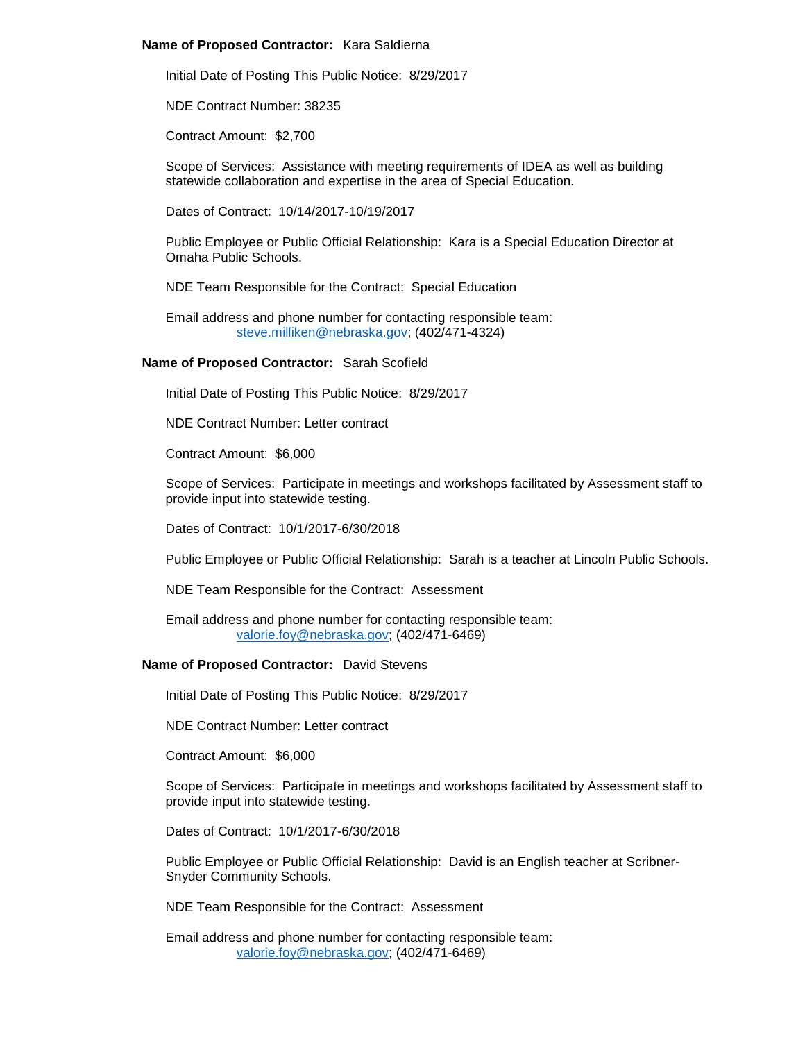**Name of Proposed Contractor:** Kara Saldierna

Initial Date of Posting This Public Notice: 8/29/2017

NDE Contract Number: 38235

Contract Amount: $2,700

Scope of Services: Assistance with meeting requirements of IDEA as well as building statewide collaboration and expertise in the area of Special Education.

Dates of Contract: 10/14/2017-10/19/2017

Public Employee or Public Official Relationship: Kara is a Special Education Director at Omaha Public Schools.

NDE Team Responsible for the Contract: Special Education

Email address and phone number for contacting responsible team:
steve.milliken@nebraska.gov; (402/471-4324)

**Name of Proposed Contractor:** Sarah Scofield

Initial Date of Posting This Public Notice: 8/29/2017

NDE Contract Number: Letter contract

Contract Amount: $6,000

Scope of Services: Participate in meetings and workshops facilitated by Assessment staff to provide input into statewide testing.

Dates of Contract: 10/1/2017-6/30/2018

Public Employee or Public Official Relationship: Sarah is a teacher at Lincoln Public Schools.

NDE Team Responsible for the Contract: Assessment

Email address and phone number for contacting responsible team:
valorie.foy@nebraska.gov; (402/471-6469)

**Name of Proposed Contractor:** David Stevens

Initial Date of Posting This Public Notice: 8/29/2017

NDE Contract Number: Letter contract

Contract Amount: $6,000

Scope of Services: Participate in meetings and workshops facilitated by Assessment staff to provide input into statewide testing.

Dates of Contract: 10/1/2017-6/30/2018

Public Employee or Public Official Relationship: David is an English teacher at Scribner-Snyder Community Schools.

NDE Team Responsible for the Contract: Assessment

Email address and phone number for contacting responsible team:
valorie.foy@nebraska.gov; (402/471-6469)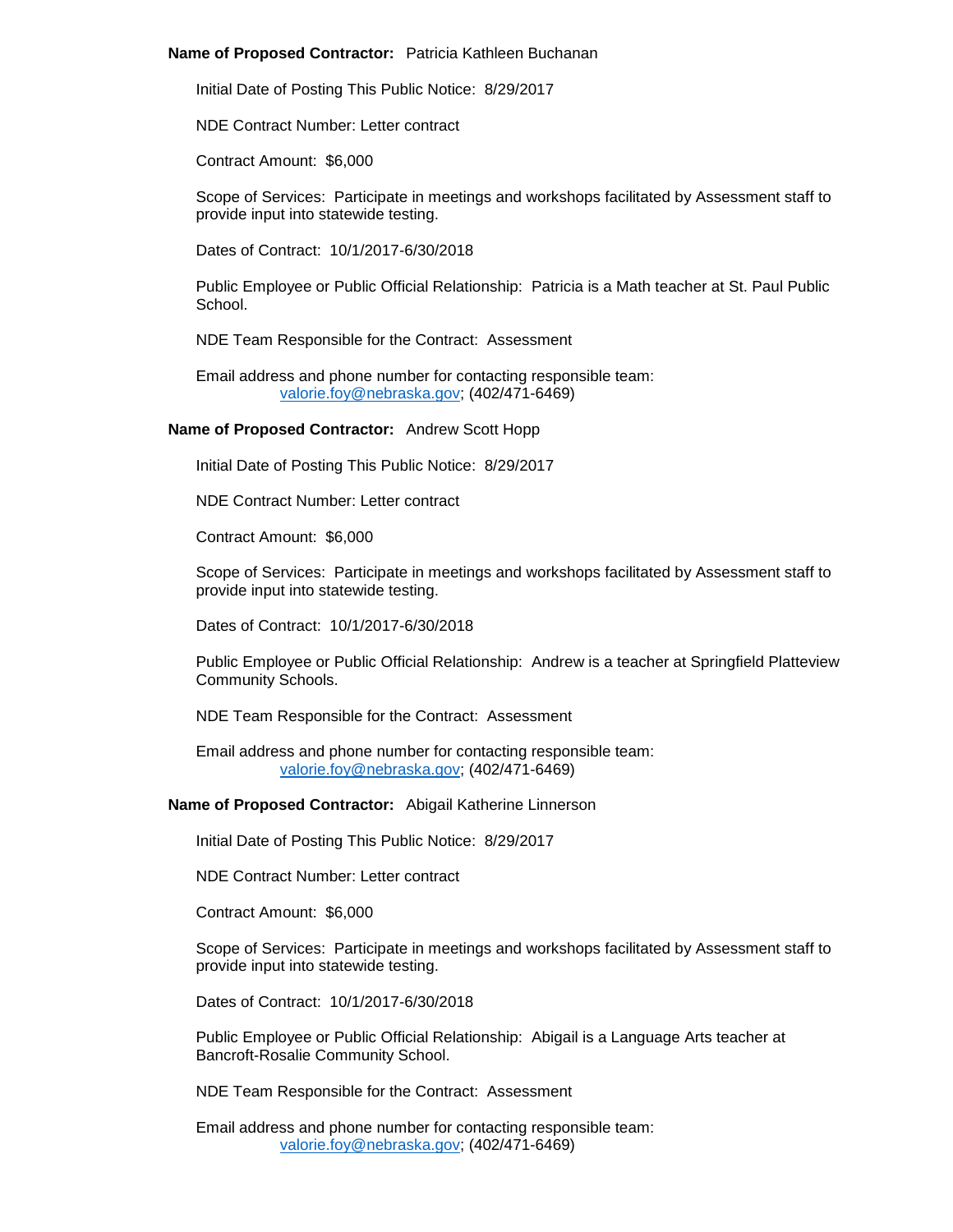**Name of Proposed Contractor:** Patricia Kathleen Buchanan

Initial Date of Posting This Public Notice: 8/29/2017

NDE Contract Number: Letter contract

Contract Amount: $6,000

Scope of Services: Participate in meetings and workshops facilitated by Assessment staff to provide input into statewide testing.

Dates of Contract: 10/1/2017-6/30/2018

Public Employee or Public Official Relationship: Patricia is a Math teacher at St. Paul Public School.

NDE Team Responsible for the Contract: Assessment

Email address and phone number for contacting responsible team:
valorie.foy@nebraska.gov; (402/471-6469)

**Name of Proposed Contractor:** Andrew Scott Hopp

Initial Date of Posting This Public Notice: 8/29/2017

NDE Contract Number: Letter contract

Contract Amount: $6,000

Scope of Services: Participate in meetings and workshops facilitated by Assessment staff to provide input into statewide testing.

Dates of Contract: 10/1/2017-6/30/2018

Public Employee or Public Official Relationship: Andrew is a teacher at Springfield Platteview Community Schools.

NDE Team Responsible for the Contract: Assessment

Email address and phone number for contacting responsible team:
valorie.foy@nebraska.gov; (402/471-6469)

**Name of Proposed Contractor:** Abigail Katherine Linnerson

Initial Date of Posting This Public Notice: 8/29/2017

NDE Contract Number: Letter contract

Contract Amount: $6,000

Scope of Services: Participate in meetings and workshops facilitated by Assessment staff to provide input into statewide testing.

Dates of Contract: 10/1/2017-6/30/2018

Public Employee or Public Official Relationship: Abigail is a Language Arts teacher at Bancroft-Rosalie Community School.

NDE Team Responsible for the Contract: Assessment

Email address and phone number for contacting responsible team:
valorie.foy@nebraska.gov; (402/471-6469)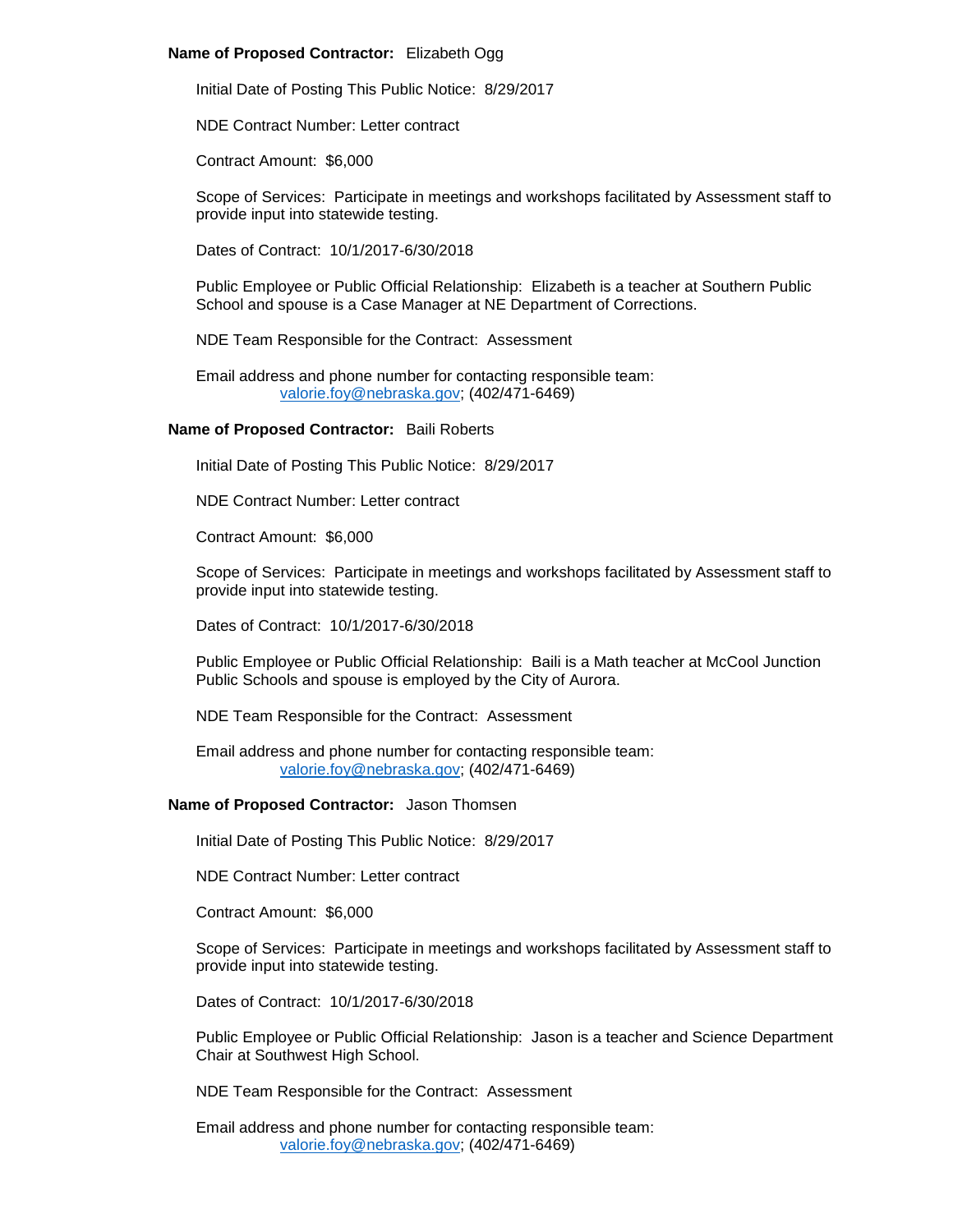**Name of Proposed Contractor:** Elizabeth Ogg

Initial Date of Posting This Public Notice: 8/29/2017

NDE Contract Number: Letter contract

Contract Amount: $6,000

Scope of Services: Participate in meetings and workshops facilitated by Assessment staff to provide input into statewide testing.

Dates of Contract: 10/1/2017-6/30/2018

Public Employee or Public Official Relationship: Elizabeth is a teacher at Southern Public School and spouse is a Case Manager at NE Department of Corrections.

NDE Team Responsible for the Contract: Assessment

Email address and phone number for contacting responsible team:
valorie.foy@nebraska.gov; (402/471-6469)

**Name of Proposed Contractor:** Baili Roberts

Initial Date of Posting This Public Notice: 8/29/2017

NDE Contract Number: Letter contract

Contract Amount: $6,000

Scope of Services: Participate in meetings and workshops facilitated by Assessment staff to provide input into statewide testing.

Dates of Contract: 10/1/2017-6/30/2018

Public Employee or Public Official Relationship: Baili is a Math teacher at McCool Junction Public Schools and spouse is employed by the City of Aurora.

NDE Team Responsible for the Contract: Assessment

Email address and phone number for contacting responsible team:
valorie.foy@nebraska.gov; (402/471-6469)

**Name of Proposed Contractor:** Jason Thomsen

Initial Date of Posting This Public Notice: 8/29/2017

NDE Contract Number: Letter contract

Contract Amount: $6,000

Scope of Services: Participate in meetings and workshops facilitated by Assessment staff to provide input into statewide testing.

Dates of Contract: 10/1/2017-6/30/2018

Public Employee or Public Official Relationship: Jason is a teacher and Science Department Chair at Southwest High School.

NDE Team Responsible for the Contract: Assessment

Email address and phone number for contacting responsible team:
valorie.foy@nebraska.gov; (402/471-6469)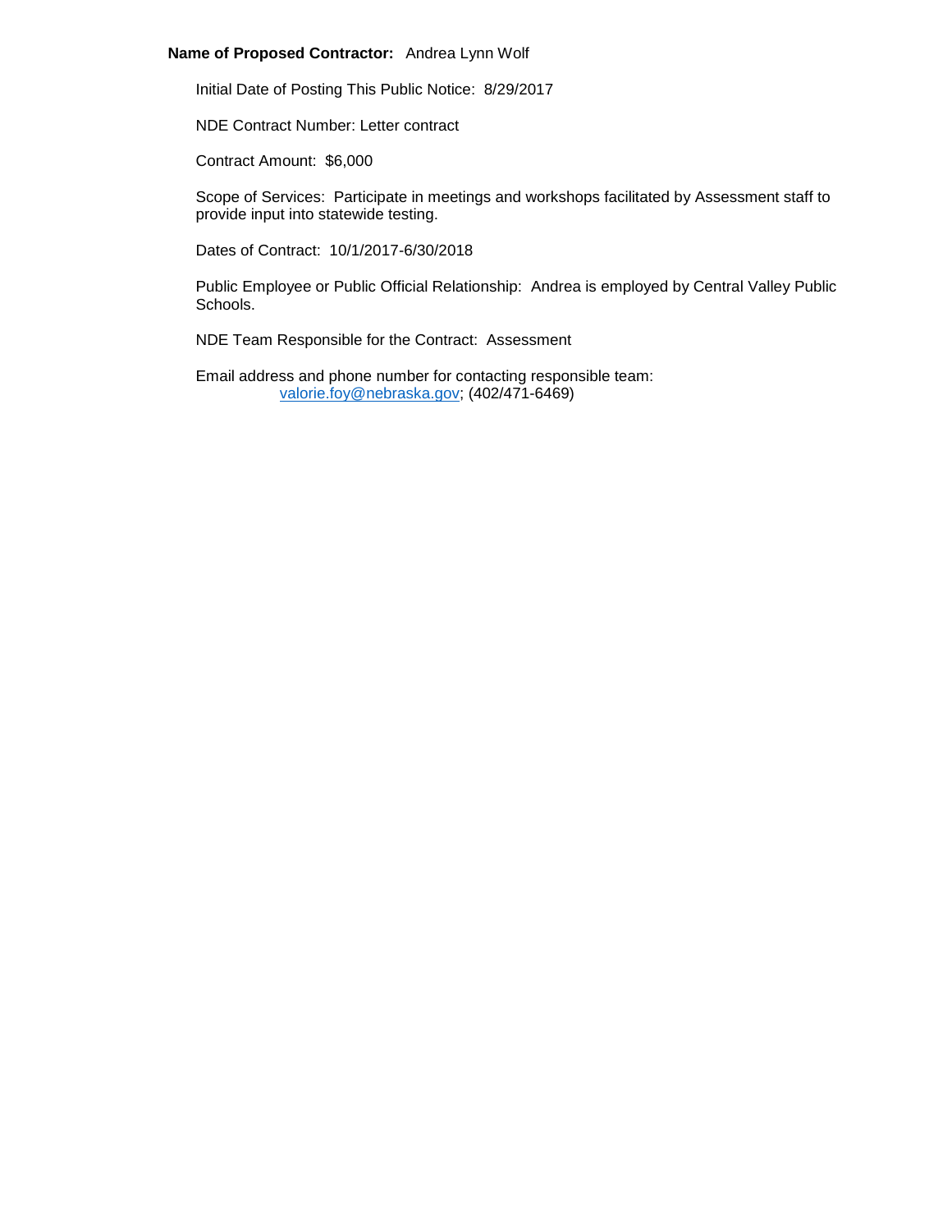**Name of Proposed Contractor:** Andrea Lynn Wolf

Initial Date of Posting This Public Notice: 8/29/2017

NDE Contract Number: Letter contract

Contract Amount: $6,000

Scope of Services: Participate in meetings and workshops facilitated by Assessment staff to provide input into statewide testing.

Dates of Contract: 10/1/2017-6/30/2018

Public Employee or Public Official Relationship: Andrea is employed by Central Valley Public Schools.

NDE Team Responsible for the Contract: Assessment

Email address and phone number for contacting responsible team:
valorie.foy@nebraska.gov; (402/471-6469)